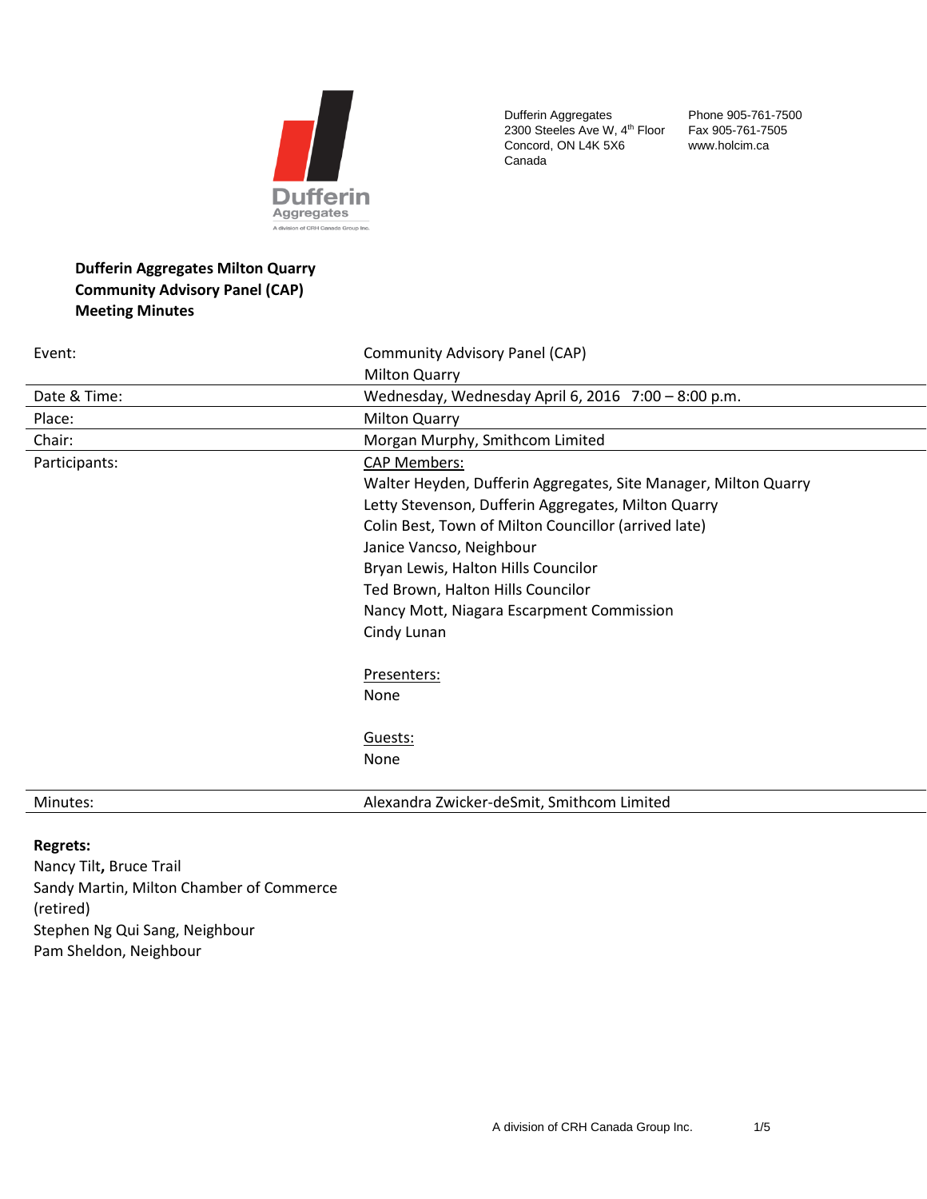Dufferin Aggregates
2300 Steeles Ave W, 4th Floor
Concord, ON L4K 5X6
Canada

Phone 905-761-7500
Fax 905-761-7505
www.holcim.ca

**Dufferin Aggregates Milton Quarry**
**Community Advisory Panel (CAP)**
**Meeting Minutes**

| | |
|---|---|
| Event: | Community Advisory Panel (CAP)<br>Milton Quarry |
| Date & Time: | Wednesday, Wednesday April 6, 2016 7:00 – 8:00 p.m. |
| Place: | Milton Quarry |
| Chair: | Morgan Murphy, Smithcom Limited |
| Participants: | CAP Members:<br>Walter Heyden, Dufferin Aggregates, Site Manager, Milton Quarry<br>Letty Stevenson, Dufferin Aggregates, Milton Quarry<br>Colin Best, Town of Milton Councillor (arrived late)<br>Janice Vancso, Neighbour<br>Bryan Lewis, Halton Hills Councilor<br>Ted Brown, Halton Hills Councilor<br>Nancy Mott, Niagara Escarpment Commission<br>Cindy Lunan<br><br>Presenters:<br>None<br><br>Guests:<br>None |
| Minutes: | Alexandra Zwicker-deSmit, Smithcom Limited |

**Regrets:**
Nancy Tilt**,** Bruce Trail
Sandy Martin, Milton Chamber of Commerce (retired)
Stephen Ng Qui Sang, Neighbour
Pam Sheldon, Neighbour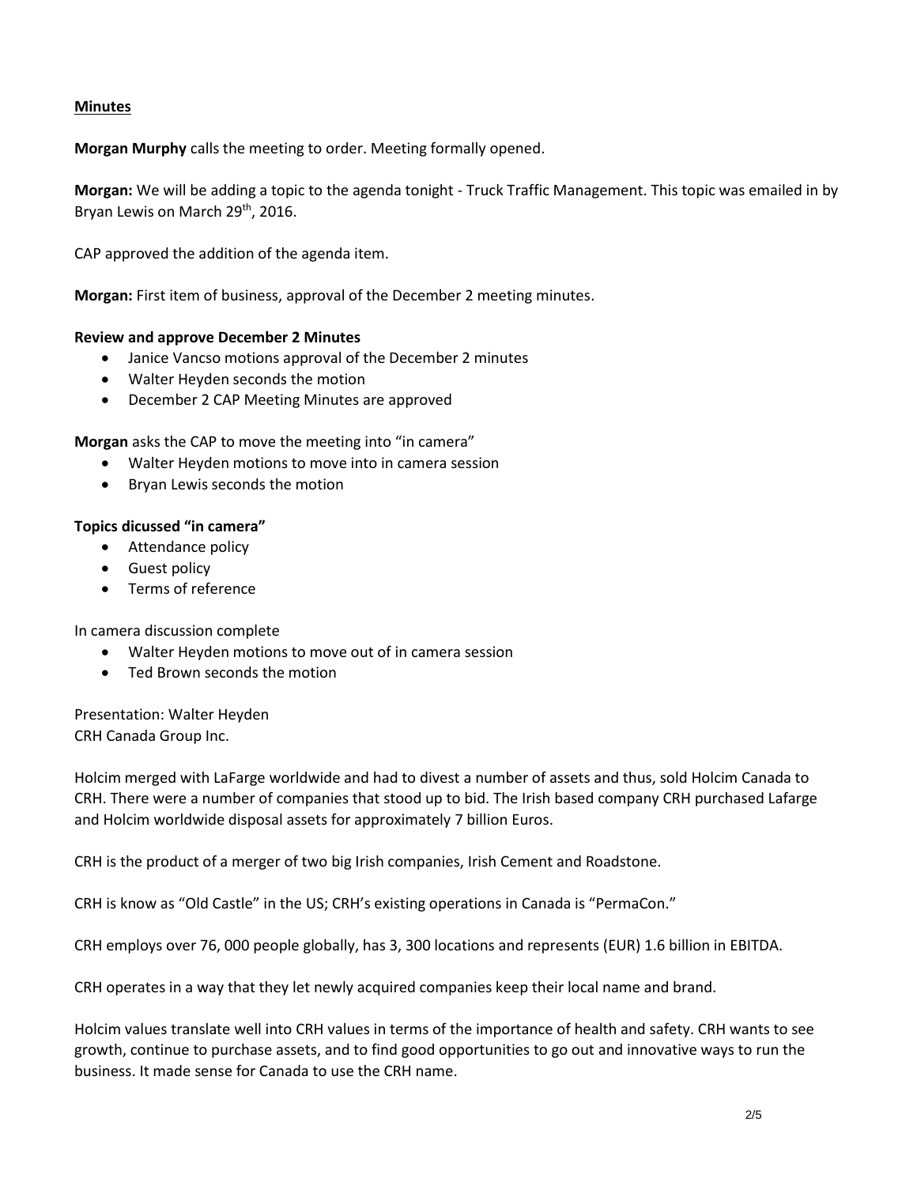**Minutes**

**Morgan Murphy** calls the meeting to order. Meeting formally opened.

**Morgan:** We will be adding a topic to the agenda tonight - Truck Traffic Management. This topic was emailed in by Bryan Lewis on March 29th, 2016.

CAP approved the addition of the agenda item.

**Morgan:** First item of business, approval of the December 2 meeting minutes.

**Review and approve December 2 Minutes**

- Janice Vancso motions approval of the December 2 minutes
- Walter Heyden seconds the motion
- December 2 CAP Meeting Minutes are approved

**Morgan** asks the CAP to move the meeting into "in camera"

- Walter Heyden motions to move into in camera session
- Bryan Lewis seconds the motion

**Topics dicussed "in camera"**

- Attendance policy
- Guest policy
- Terms of reference

In camera discussion complete

- Walter Heyden motions to move out of in camera session
- Ted Brown seconds the motion

Presentation: Walter Heyden
CRH Canada Group Inc.

Holcim merged with LaFarge worldwide and had to divest a number of assets and thus, sold Holcim Canada to CRH. There were a number of companies that stood up to bid. The Irish based company CRH purchased Lafarge and Holcim worldwide disposal assets for approximately 7 billion Euros.

CRH is the product of a merger of two big Irish companies, Irish Cement and Roadstone.

CRH is know as "Old Castle" in the US; CRH's existing operations in Canada is "PermaCon."

CRH employs over 76, 000 people globally, has 3, 300 locations and represents (EUR) 1.6 billion in EBITDA.

CRH operates in a way that they let newly acquired companies keep their local name and brand.

Holcim values translate well into CRH values in terms of the importance of health and safety. CRH wants to see growth, continue to purchase assets, and to find good opportunities to go out and innovative ways to run the business. It made sense for Canada to use the CRH name.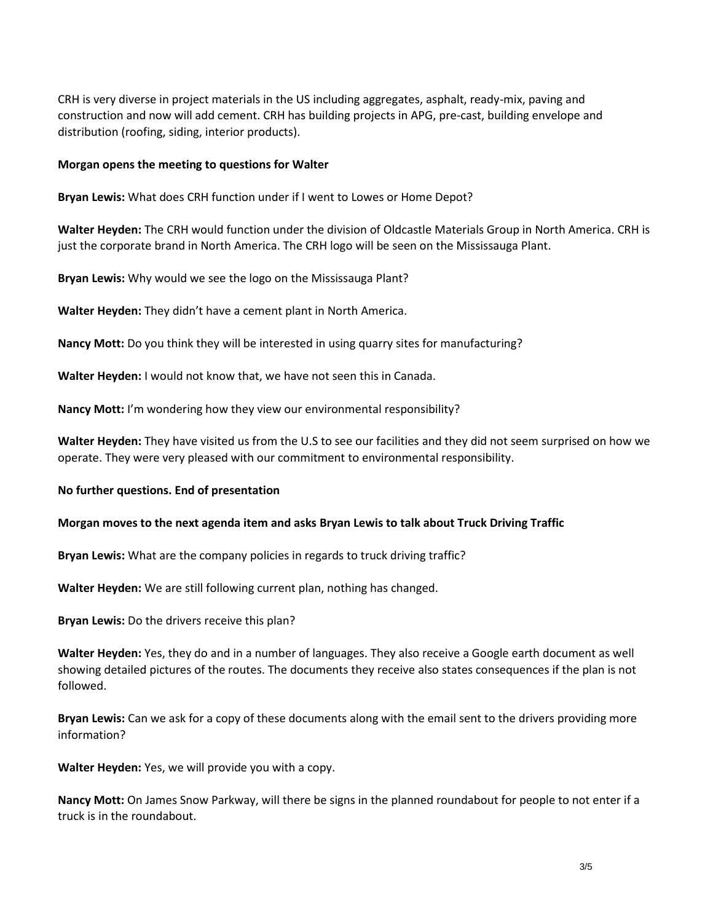CRH is very diverse in project materials in the US including aggregates, asphalt, ready-mix, paving and construction and now will add cement. CRH has building projects in APG, pre-cast, building envelope and distribution (roofing, siding, interior products).

**Morgan opens the meeting to questions for Walter**

**Bryan Lewis:** What does CRH function under if I went to Lowes or Home Depot?

**Walter Heyden:** The CRH would function under the division of Oldcastle Materials Group in North America. CRH is just the corporate brand in North America. The CRH logo will be seen on the Mississauga Plant.

**Bryan Lewis:** Why would we see the logo on the Mississauga Plant?

**Walter Heyden:** They didn't have a cement plant in North America.

**Nancy Mott:** Do you think they will be interested in using quarry sites for manufacturing?

**Walter Heyden:** I would not know that, we have not seen this in Canada.

**Nancy Mott:** I'm wondering how they view our environmental responsibility?

**Walter Heyden:** They have visited us from the U.S to see our facilities and they did not seem surprised on how we operate. They were very pleased with our commitment to environmental responsibility.

**No further questions. End of presentation**

**Morgan moves to the next agenda item and asks Bryan Lewis to talk about Truck Driving Traffic**

**Bryan Lewis:** What are the company policies in regards to truck driving traffic?

**Walter Heyden:** We are still following current plan, nothing has changed.

**Bryan Lewis:** Do the drivers receive this plan?

**Walter Heyden:** Yes, they do and in a number of languages. They also receive a Google earth document as well showing detailed pictures of the routes. The documents they receive also states consequences if the plan is not followed.

**Bryan Lewis:** Can we ask for a copy of these documents along with the email sent to the drivers providing more information?

**Walter Heyden:** Yes, we will provide you with a copy.

**Nancy Mott:** On James Snow Parkway, will there be signs in the planned roundabout for people to not enter if a truck is in the roundabout.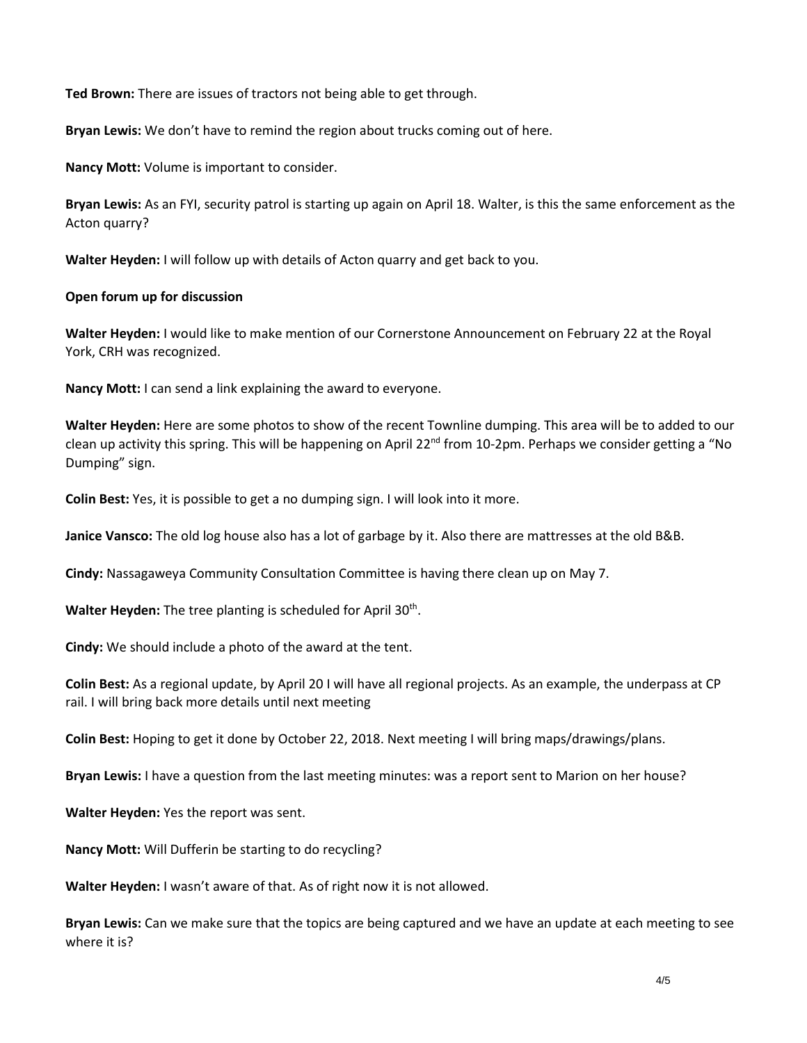**Ted Brown:** There are issues of tractors not being able to get through.

**Bryan Lewis:** We don't have to remind the region about trucks coming out of here.

**Nancy Mott:** Volume is important to consider.

**Bryan Lewis:** As an FYI, security patrol is starting up again on April 18. Walter, is this the same enforcement as the Acton quarry?

**Walter Heyden:** I will follow up with details of Acton quarry and get back to you.

**Open forum up for discussion**

**Walter Heyden:** I would like to make mention of our Cornerstone Announcement on February 22 at the Royal York, CRH was recognized.

**Nancy Mott:** I can send a link explaining the award to everyone.

**Walter Heyden:** Here are some photos to show of the recent Townline dumping. This area will be to added to our clean up activity this spring. This will be happening on April 22nd from 10-2pm. Perhaps we consider getting a "No Dumping" sign.

**Colin Best:** Yes, it is possible to get a no dumping sign. I will look into it more.

**Janice Vansco:** The old log house also has a lot of garbage by it. Also there are mattresses at the old B&B.

**Cindy:** Nassagaweya Community Consultation Committee is having there clean up on May 7.

**Walter Heyden:** The tree planting is scheduled for April 30th.

**Cindy:** We should include a photo of the award at the tent.

**Colin Best:** As a regional update, by April 20 I will have all regional projects. As an example, the underpass at CP rail. I will bring back more details until next meeting

**Colin Best:** Hoping to get it done by October 22, 2018. Next meeting I will bring maps/drawings/plans.

**Bryan Lewis:** I have a question from the last meeting minutes: was a report sent to Marion on her house?

**Walter Heyden:** Yes the report was sent.

**Nancy Mott:** Will Dufferin be starting to do recycling?

**Walter Heyden:** I wasn't aware of that. As of right now it is not allowed.

**Bryan Lewis:** Can we make sure that the topics are being captured and we have an update at each meeting to see where it is?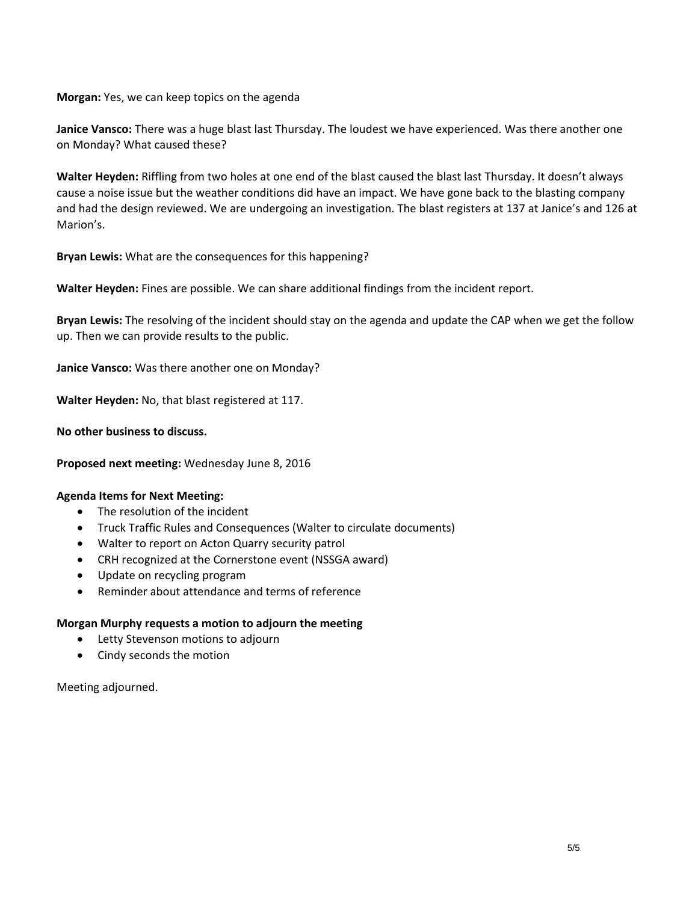**Morgan:** Yes, we can keep topics on the agenda

**Janice Vansco:** There was a huge blast last Thursday. The loudest we have experienced. Was there another one on Monday? What caused these?

**Walter Heyden:** Riffling from two holes at one end of the blast caused the blast last Thursday. It doesn't always cause a noise issue but the weather conditions did have an impact. We have gone back to the blasting company and had the design reviewed. We are undergoing an investigation. The blast registers at 137 at Janice's and 126 at Marion's.

**Bryan Lewis:** What are the consequences for this happening?

**Walter Heyden:** Fines are possible. We can share additional findings from the incident report.

**Bryan Lewis:** The resolving of the incident should stay on the agenda and update the CAP when we get the follow up. Then we can provide results to the public.

**Janice Vansco:** Was there another one on Monday?

**Walter Heyden:** No, that blast registered at 117.

**No other business to discuss.**

**Proposed next meeting:** Wednesday June 8, 2016

**Agenda Items for Next Meeting:**

- The resolution of the incident
- Truck Traffic Rules and Consequences (Walter to circulate documents)
- Walter to report on Acton Quarry security patrol
- CRH recognized at the Cornerstone event (NSSGA award)
- Update on recycling program
- Reminder about attendance and terms of reference

**Morgan Murphy requests a motion to adjourn the meeting**

- Letty Stevenson motions to adjourn
- Cindy seconds the motion

Meeting adjourned.